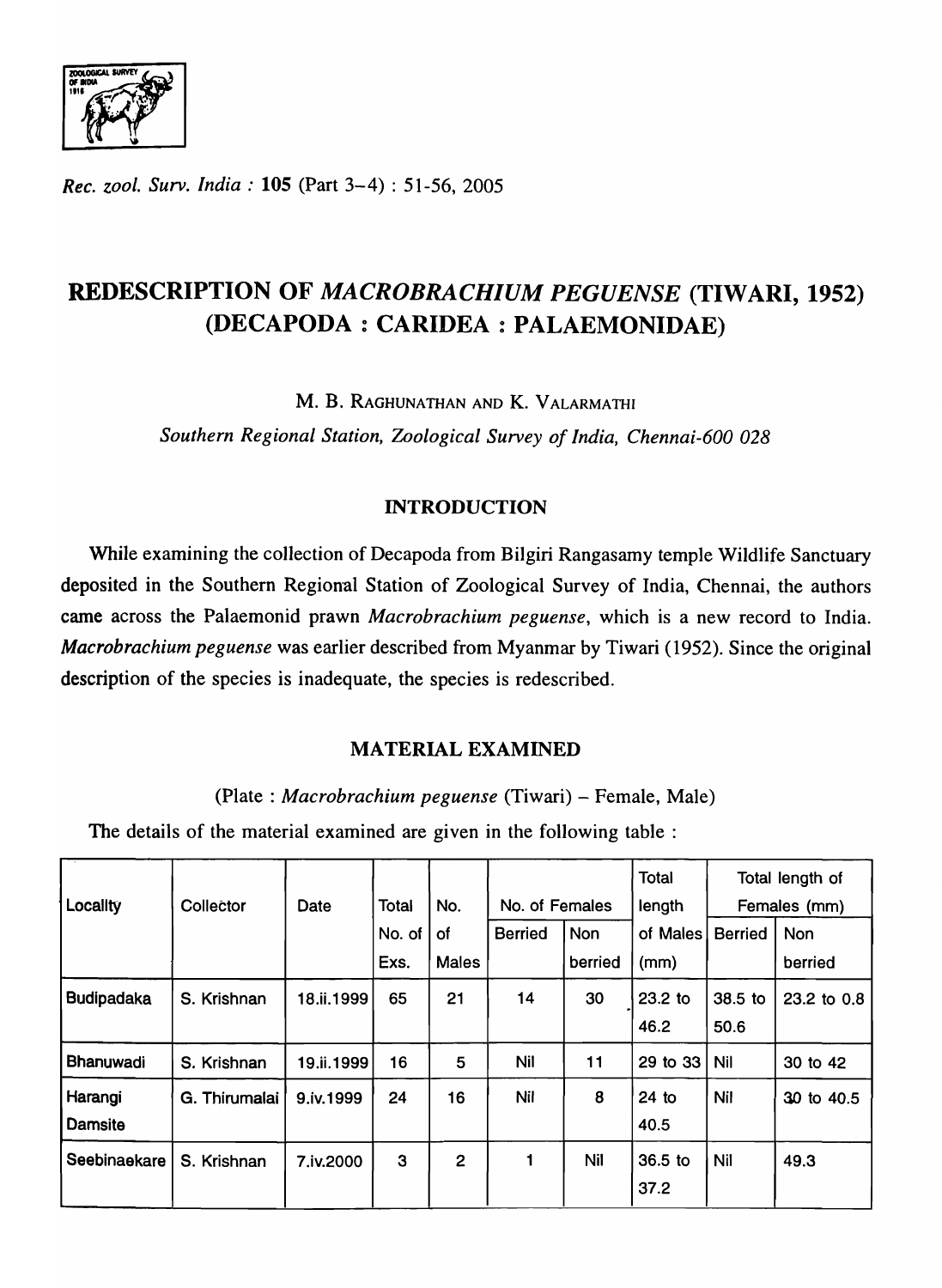*Rec. zool. Surv. India* : **105** (Part 3–4) : 51-56, 2005

# REDESCRIPTION OF *MACROBRACHIUM PEGUENSE* (TIWARI, 1952) (DECAPODA : CARIDEA : PALAEMONIDAE)

M. B. RAGHUNATHAN AND K. VALARMATHI

*Southern Regional Station, Zoological Survey of India, Chennai-600 028*

## INTRODUCTION

While examining the collection of Decapoda from Bilgiri Rangasamy temple Wildlife Sanctuary deposited in the Southern Regional Station of Zoological Survey of India, Chennai, the authors came across the Palaemonid prawn *Macrobrachium peguense*, which is a new record to India. *Macrobrachium peguense* was earlier described from Myanmar by Tiwari (1952). Since the original description of the species is inadequate, the species is redescribed.

## MATERIAL EXAMINED

(Plate : *Macrobrachium peguense* (Tiwari) – Female, Male)

The details of the material examined are given in the following table :

| Locality | Collector | Date | Total No. of Exs. | No. of Males | No. of Females | | Total length of Males (mm) | Total length of Females (mm) | |
|---|---|---|---|---|---|---|---|---|---|
| | | | | | Berried | Non berried | | Berried | Non berried |
| Budipadaka | S. Krishnan | 18.ii.1999 | 65 | 21 | 14 | 30 | 23.2 to 46.2 | 38.5 to 50.6 | 23.2 to 0.8 |
| Bhanuwadi | S. Krishnan | 19.ii.1999 | 16 | 5 | Nil | 11 | 29 to 33 | Nil | 30 to 42 |
| Harangi Damsite | G. Thirumalai | 9.iv.1999 | 24 | 16 | Nil | 8 | 24 to 40.5 | Nil | 30 to 40.5 |
| Seebinaekare | S. Krishnan | 7.iv.2000 | 3 | 2 | 1 | Nil | 36.5 to 37.2 | Nil | 49.3 |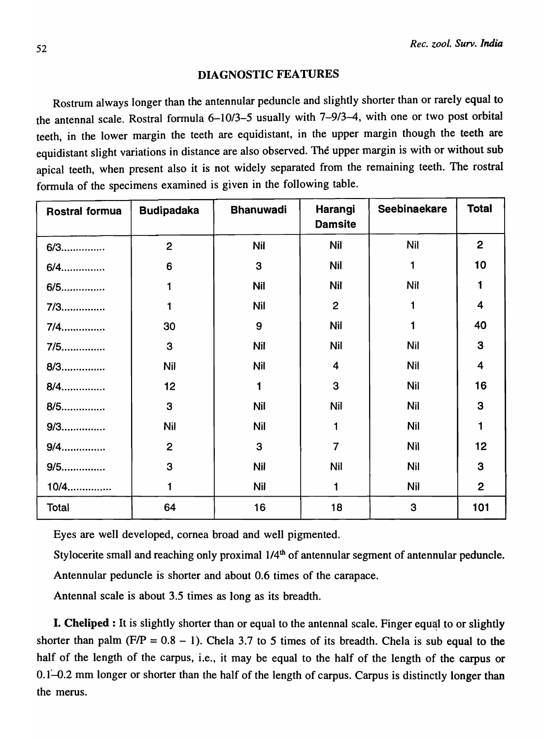## DIAGNOSTIC FEATURES

Rostrum always longer than the antennular peduncle and slightly shorter than or rarely equal to the antennal scale. Rostral formula 6–10/3–5 usually with 7–9/3–4, with one or two post orbital teeth, in the lower margin the teeth are equidistant, in the upper margin though the teeth are equidistant slight variations in distance are also observed. Thé upper margin is with or without sub apical teeth, when present also it is not widely separated from the remaining teeth. The rostral formula of the specimens examined is given in the following table.

| Rostral formua | Budipadaka | Bhanuwadi | Harangi Damsite | Seebinaekare | Total |
|---|---|---|---|---|---|
| 6/3.............. | 2 | Nil | Nil | Nil | 2 |
| 6/4.............. | 6 | 3 | Nil | 1 | 10 |
| 6/5.............. | 1 | Nil | Nil | Nil | 1 |
| 7/3.............. | 1 | Nil | 2 | 1 | 4 |
| 7/4.............. | 30 | 9 | Nil | 1 | 40 |
| 7/5.............. | 3 | Nil | Nil | Nil | 3 |
| 8/3.............. | Nil | Nil | 4 | Nil | 4 |
| 8/4.............. | 12 | 1 | 3 | Nil | 16 |
| 8/5.............. | 3 | Nil | Nil | Nil | 3 |
| 9/3.............. | Nil | Nil | 1 | Nil | 1 |
| 9/4.............. | 2 | 3 | 7 | Nil | 12 |
| 9/5.............. | 3 | Nil | Nil | Nil | 3 |
| 10/4.............. | 1 | Nil | 1 | Nil | 2 |
| Total | 64 | 16 | 18 | 3 | 101 |

Eyes are well developed, cornea broad and well pigmented.

Stylocerite small and reaching only proximal 1/4th of antennular segment of antennular peduncle.

Antennular peduncle is shorter and about 0.6 times of the carapace.

Antennal scale is about 3.5 times as long as its breadth.

**I. Cheliped :** It is slightly shorter than or equal to the antennal scale. Finger equal to or slightly shorter than palm (F/P = 0.8 – 1). Chela 3.7 to 5 times of its breadth. Chela is sub equal to the half of the length of the carpus, i.e., it may be equal to the half of the length of the carpus or 0.1–0.2 mm longer or shorter than the half of the length of carpus. Carpus is distinctly longer than the merus.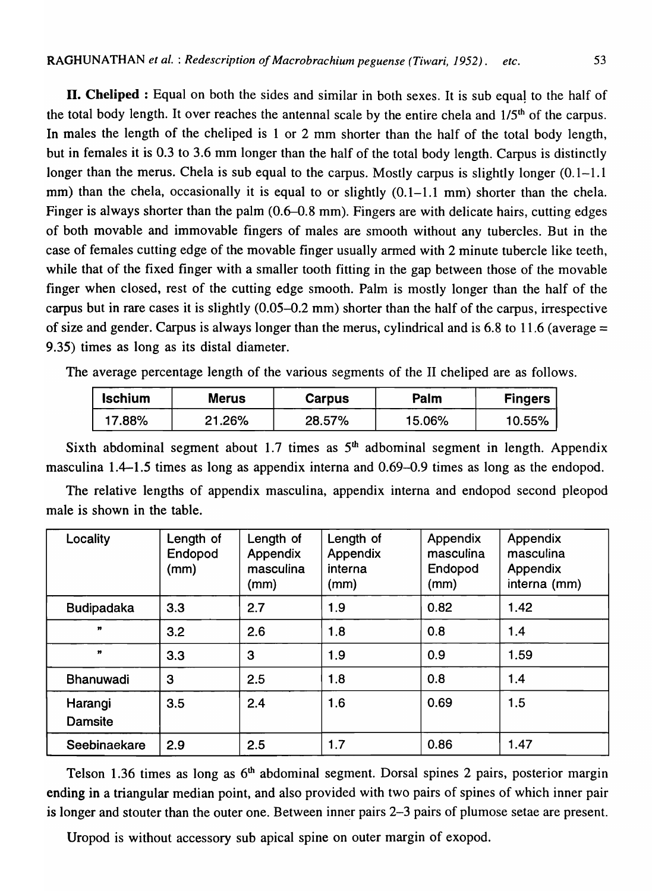**II. Cheliped :** Equal on both the sides and similar in both sexes. It is sub equal to the half of the total body length. It over reaches the antennal scale by the entire chela and 1/5th of the carpus. In males the length of the cheliped is 1 or 2 mm shorter than the half of the total body length, but in females it is 0.3 to 3.6 mm longer than the half of the total body length. Carpus is distinctly longer than the merus. Chela is sub equal to the carpus. Mostly carpus is slightly longer (0.1–1.1 mm) than the chela, occasionally it is equal to or slightly (0.1–1.1 mm) shorter than the chela. Finger is always shorter than the palm (0.6–0.8 mm). Fingers are with delicate hairs, cutting edges of both movable and immovable fingers of males are smooth without any tubercles. But in the case of females cutting edge of the movable finger usually armed with 2 minute tubercle like teeth, while that of the fixed finger with a smaller tooth fitting in the gap between those of the movable finger when closed, rest of the cutting edge smooth. Palm is mostly longer than the half of the carpus but in rare cases it is slightly (0.05–0.2 mm) shorter than the half of the carpus, irrespective of size and gender. Carpus is always longer than the merus, cylindrical and is 6.8 to 11.6 (average = 9.35) times as long as its distal diameter.

The average percentage length of the various segments of the II cheliped are as follows.

| Ischium | Merus | Carpus | Palm | Fingers |
|---|---|---|---|---|
| 17.88% | 21.26% | 28.57% | 15.06% | 10.55% |

Sixth abdominal segment about 1.7 times as 5th adbominal segment in length. Appendix masculina 1.4–1.5 times as long as appendix interna and 0.69–0.9 times as long as the endopod.

The relative lengths of appendix masculina, appendix interna and endopod second pleopod male is shown in the table.

| Locality | Length of Endopod (mm) | Length of Appendix masculina (mm) | Length of Appendix interna (mm) | Appendix masculina Endopod (mm) | Appendix masculina Appendix interna (mm) |
|---|---|---|---|---|---|
| Budipadaka | 3.3 | 2.7 | 1.9 | 0.82 | 1.42 |
| " | 3.2 | 2.6 | 1.8 | 0.8 | 1.4 |
| " | 3.3 | 3 | 1.9 | 0.9 | 1.59 |
| Bhanuwadi | 3 | 2.5 | 1.8 | 0.8 | 1.4 |
| Harangi Damsite | 3.5 | 2.4 | 1.6 | 0.69 | 1.5 |
| Seebinaekare | 2.9 | 2.5 | 1.7 | 0.86 | 1.47 |

Telson 1.36 times as long as 6th abdominal segment. Dorsal spines 2 pairs, posterior margin ending in a triangular median point, and also provided with two pairs of spines of which inner pair is longer and stouter than the outer one. Between inner pairs 2–3 pairs of plumose setae are present.

Uropod is without accessory sub apical spine on outer margin of exopod.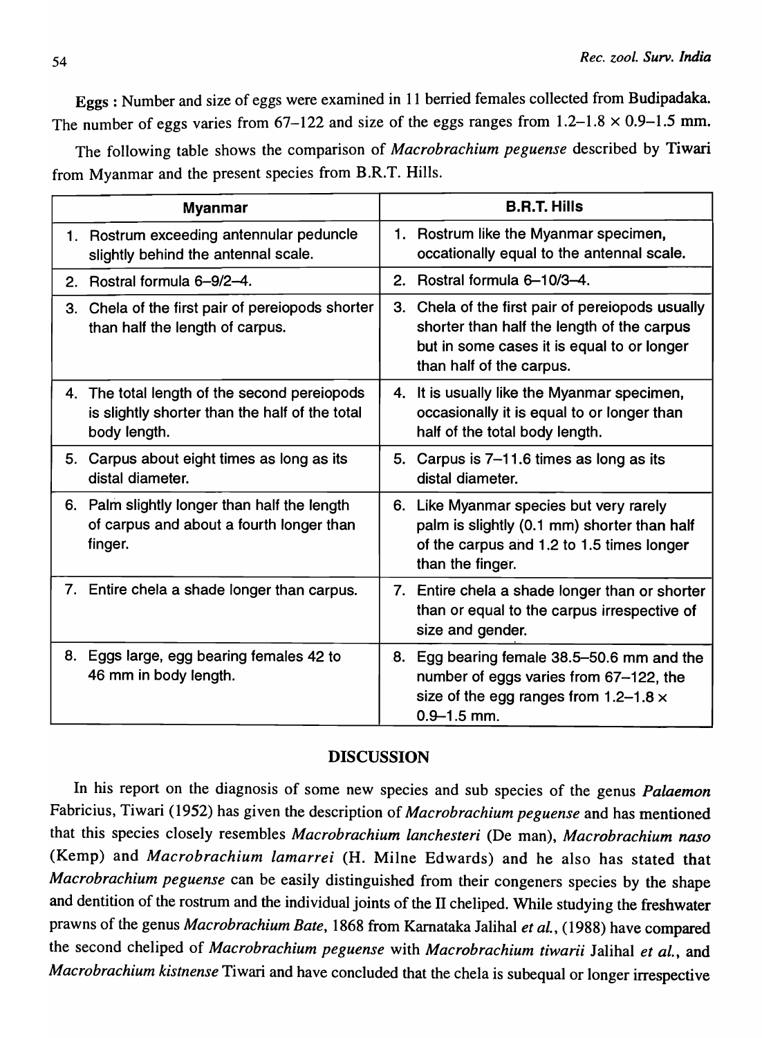**Eggs :** Number and size of eggs were examined in 11 berried females collected from Budipadaka. The number of eggs varies from 67–122 and size of the eggs ranges from 1.2–1.8 × 0.9–1.5 mm.

The following table shows the comparison of *Macrobrachium peguense* described by Tiwari from Myanmar and the present species from B.R.T. Hills.

| Myanmar | B.R.T. Hills |
|---|---|
| 1. Rostrum exceeding antennular peduncle slightly behind the antennal scale. | 1. Rostrum like the Myanmar specimen, occationally equal to the antennal scale. |
| 2. Rostral formula 6–9/2–4. | 2. Rostral formula 6–10/3–4. |
| 3. Chela of the first pair of pereiopods shorter than half the length of carpus. | 3. Chela of the first pair of pereiopods usually shorter than half the length of the carpus but in some cases it is equal to or longer than half of the carpus. |
| 4. The total length of the second pereiopods is slightly shorter than the half of the total body length. | 4. It is usually like the Myanmar specimen, occasionally it is equal to or longer than half of the total body length. |
| 5. Carpus about eight times as long as its distal diameter. | 5. Carpus is 7–11.6 times as long as its distal diameter. |
| 6. Palm slightly longer than half the length of carpus and about a fourth longer than finger. | 6. Like Myanmar species but very rarely palm is slightly (0.1 mm) shorter than half of the carpus and 1.2 to 1.5 times longer than the finger. |
| 7. Entire chela a shade longer than carpus. | 7. Entire chela a shade longer than or shorter than or equal to the carpus irrespective of size and gender. |
| 8. Eggs large, egg bearing females 42 to 46 mm in body length. | 8. Egg bearing female 38.5–50.6 mm and the number of eggs varies from 67–122, the size of the egg ranges from 1.2–1.8 × 0.9–1.5 mm. |

## DISCUSSION

In his report on the diagnosis of some new species and sub species of the genus *Palaemon* Fabricius, Tiwari (1952) has given the description of *Macrobrachium peguense* and has mentioned that this species closely resembles *Macrobrachium lanchesteri* (De man), *Macrobrachium naso* (Kemp) and *Macrobrachium lamarrei* (H. Milne Edwards) and he also has stated that *Macrobrachium peguense* can be easily distinguished from their congeners species by the shape and dentition of the rostrum and the individual joints of the II cheliped. While studying the freshwater prawns of the genus *Macrobrachium Bate*, 1868 from Karnataka Jalihal *et al.*, (1988) have compared the second cheliped of *Macrobrachium peguense* with *Macrobrachium tiwarii* Jalihal *et al.*, and *Macrobrachium kistnense* Tiwari and have concluded that the chela is subequal or longer irrespective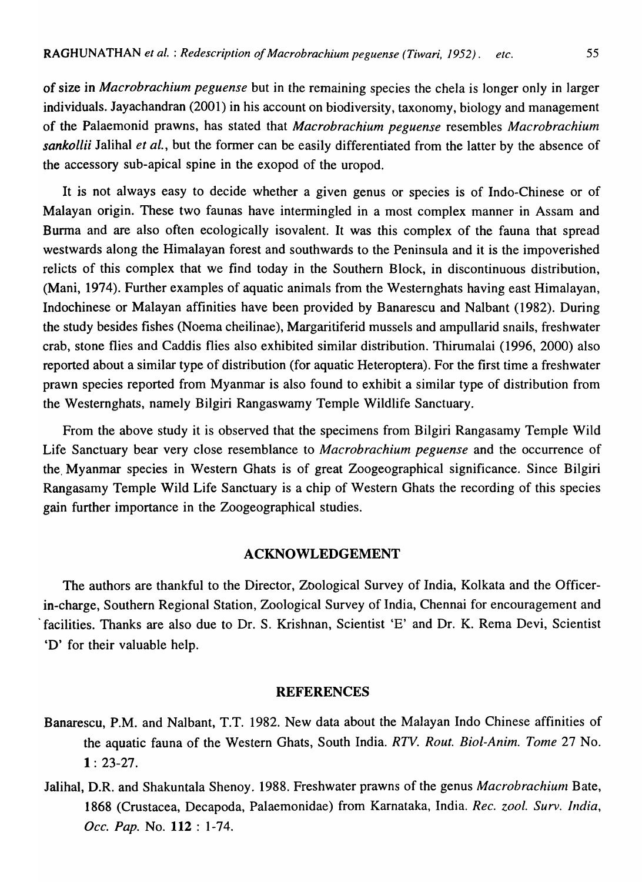of size in *Macrobrachium peguense* but in the remaining species the chela is longer only in larger individuals. Jayachandran (2001) in his account on biodiversity, taxonomy, biology and management of the Palaemonid prawns, has stated that *Macrobrachium peguense* resembles *Macrobrachium sankollii* Jalihal *et al.*, but the former can be easily differentiated from the latter by the absence of the accessory sub-apical spine in the exopod of the uropod.

It is not always easy to decide whether a given genus or species is of Indo-Chinese or of Malayan origin. These two faunas have intermingled in a most complex manner in Assam and Burma and are also often ecologically isovalent. It was this complex of the fauna that spread westwards along the Himalayan forest and southwards to the Peninsula and it is the impoverished relicts of this complex that we find today in the Southern Block, in discontinuous distribution, (Mani, 1974). Further examples of aquatic animals from the Westernghats having east Himalayan, Indochinese or Malayan affinities have been provided by Banarescu and Nalbant (1982). During the study besides fishes (Noema cheilinae), Margaritiferid mussels and ampullarid snails, freshwater crab, stone flies and Caddis flies also exhibited similar distribution. Thirumalai (1996, 2000) also reported about a similar type of distribution (for aquatic Heteroptera). For the first time a freshwater prawn species reported from Myanmar is also found to exhibit a similar type of distribution from the Westernghats, namely Bilgiri Rangaswamy Temple Wildlife Sanctuary.

From the above study it is observed that the specimens from Bilgiri Rangasamy Temple Wild Life Sanctuary bear very close resemblance to *Macrobrachium peguense* and the occurrence of the Myanmar species in Western Ghats is of great Zoogeographical significance. Since Bilgiri Rangasamy Temple Wild Life Sanctuary is a chip of Western Ghats the recording of this species gain further importance in the Zoogeographical studies.

## ACKNOWLEDGEMENT

The authors are thankful to the Director, Zoological Survey of India, Kolkata and the Officer-in-charge, Southern Regional Station, Zoological Survey of India, Chennai for encouragement and facilities. Thanks are also due to Dr. S. Krishnan, Scientist 'E' and Dr. K. Rema Devi, Scientist 'D' for their valuable help.

## REFERENCES

Banarescu, P.M. and Nalbant, T.T. 1982. New data about the Malayan Indo Chinese affinities of the aquatic fauna of the Western Ghats, South India. *RTV. Rout. Biol-Anim. Tome* 27 No. **1** : 23-27.

Jalihal, D.R. and Shakuntala Shenoy. 1988. Freshwater prawns of the genus *Macrobrachium* Bate, 1868 (Crustacea, Decapoda, Palaemonidae) from Karnataka, India. *Rec. zool. Surv. India, Occ. Pap.* No. **112** : 1-74.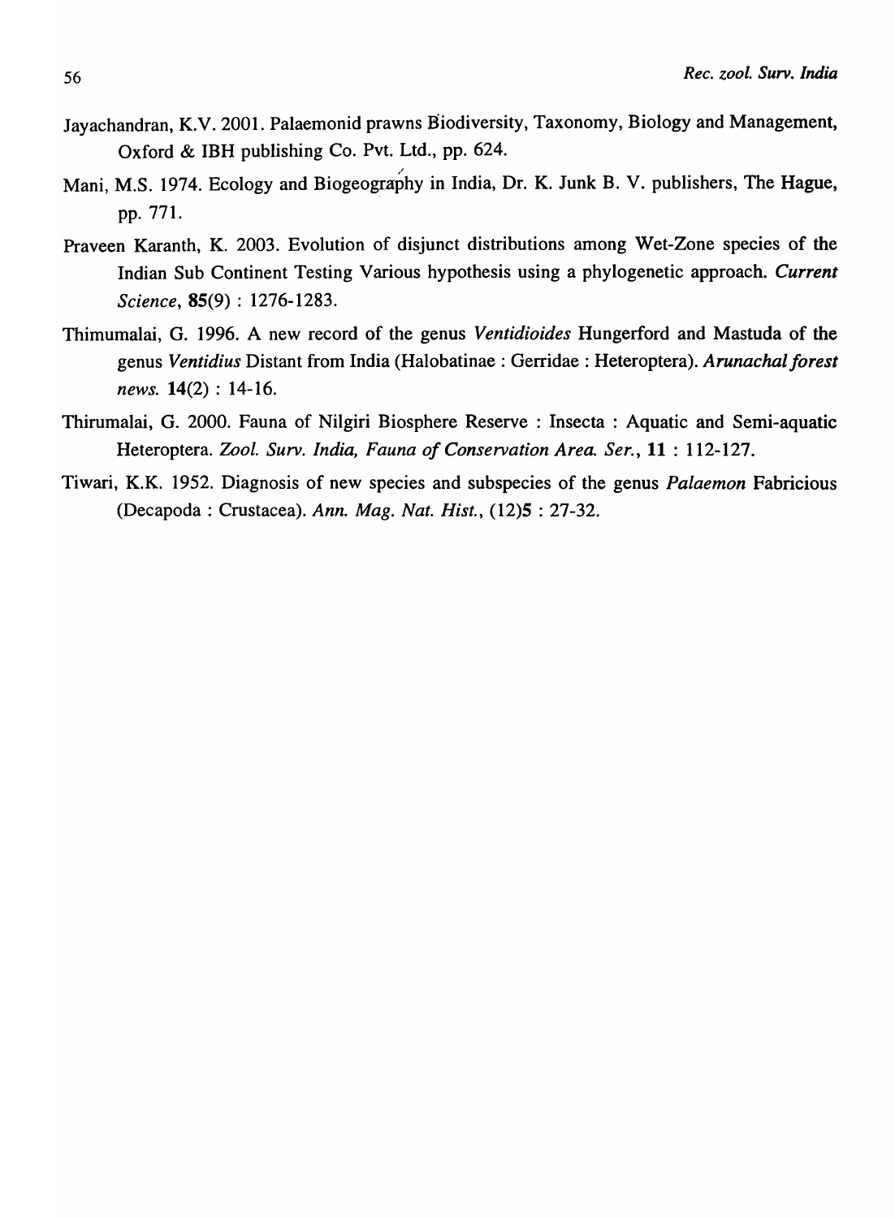Jayachandran, K.V. 2001. Palaemonid prawns Biodiversity, Taxonomy, Biology and Management, Oxford & IBH publishing Co. Pvt. Ltd., pp. 624.

Mani, M.S. 1974. Ecology and Biogeography in India, Dr. K. Junk B. V. publishers, The Hague, pp. 771.

Praveen Karanth, K. 2003. Evolution of disjunct distributions among Wet-Zone species of the Indian Sub Continent Testing Various hypothesis using a phylogenetic approach. *Current Science*, **85**(9) : 1276-1283.

Thimumalai, G. 1996. A new record of the genus *Ventidioides* Hungerford and Mastuda of the genus *Ventidius* Distant from India (Halobatinae : Gerridae : Heteroptera). *Arunachal forest news.* **14**(2) : 14-16.

Thirumalai, G. 2000. Fauna of Nilgiri Biosphere Reserve : Insecta : Aquatic and Semi-aquatic Heteroptera. *Zool. Surv. India, Fauna of Conservation Area. Ser.*, **11** : 112-127.

Tiwari, K.K. 1952. Diagnosis of new species and subspecies of the genus *Palaemon* Fabricious (Decapoda : Crustacea). *Ann. Mag. Nat. Hist.*, (12)**5** : 27-32.